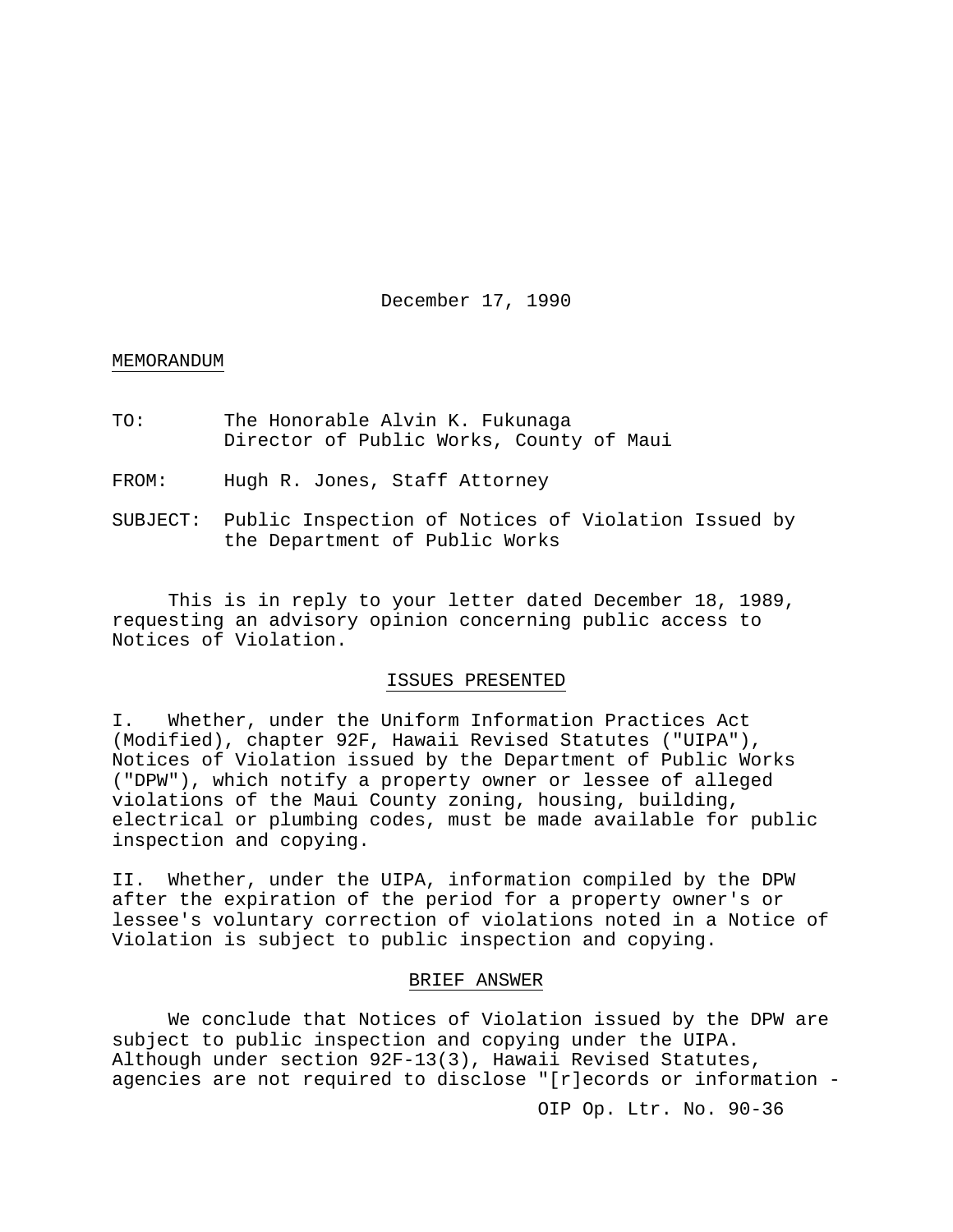December 17, 1990

MEMORANDUM

TO: The Honorable Alvin K. Fukunaga
Director of Public Works, County of Maui

FROM: Hugh R. Jones, Staff Attorney

SUBJECT: Public Inspection of Notices of Violation Issued by the Department of Public Works

This is in reply to your letter dated December 18, 1989, requesting an advisory opinion concerning public access to Notices of Violation.

## ISSUES PRESENTED

I. Whether, under the Uniform Information Practices Act (Modified), chapter 92F, Hawaii Revised Statutes ("UIPA"), Notices of Violation issued by the Department of Public Works ("DPW"), which notify a property owner or lessee of alleged violations of the Maui County zoning, housing, building, electrical or plumbing codes, must be made available for public inspection and copying.

II. Whether, under the UIPA, information compiled by the DPW after the expiration of the period for a property owner's or lessee's voluntary correction of violations noted in a Notice of Violation is subject to public inspection and copying.

## BRIEF ANSWER

We conclude that Notices of Violation issued by the DPW are subject to public inspection and copying under the UIPA. Although under section 92F-13(3), Hawaii Revised Statutes, agencies are not required to disclose "[r]ecords or information -

OIP Op. Ltr. No. 90-36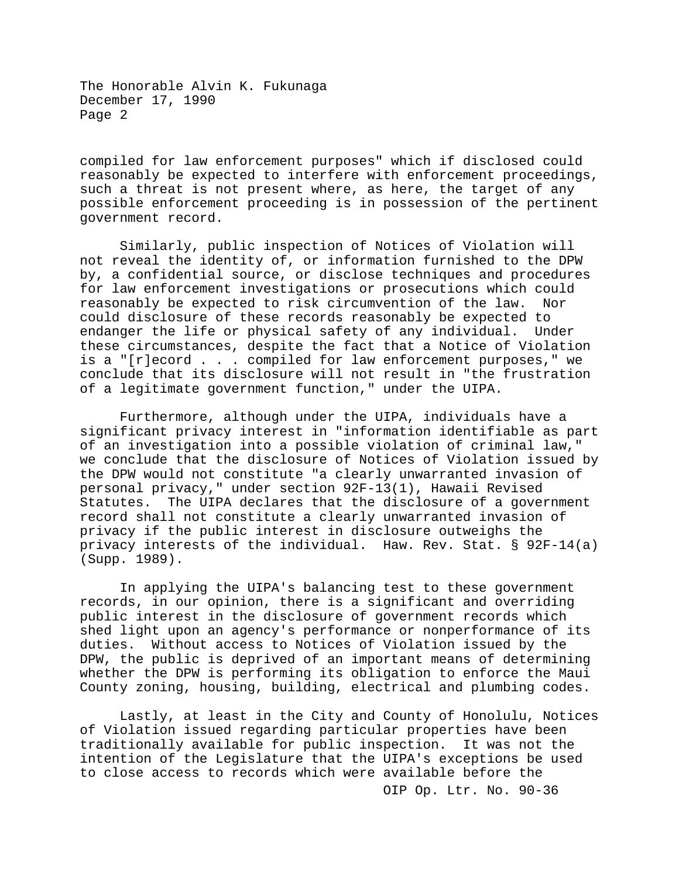compiled for law enforcement purposes" which if disclosed could reasonably be expected to interfere with enforcement proceedings, such a threat is not present where, as here, the target of any possible enforcement proceeding is in possession of the pertinent government record.

Similarly, public inspection of Notices of Violation will not reveal the identity of, or information furnished to the DPW by, a confidential source, or disclose techniques and procedures for law enforcement investigations or prosecutions which could reasonably be expected to risk circumvention of the law. Nor could disclosure of these records reasonably be expected to endanger the life or physical safety of any individual. Under these circumstances, despite the fact that a Notice of Violation is a "[r]ecord . . . compiled for law enforcement purposes," we conclude that its disclosure will not result in "the frustration of a legitimate government function," under the UIPA.

Furthermore, although under the UIPA, individuals have a significant privacy interest in "information identifiable as part of an investigation into a possible violation of criminal law," we conclude that the disclosure of Notices of Violation issued by the DPW would not constitute "a clearly unwarranted invasion of personal privacy," under section 92F-13(1), Hawaii Revised Statutes. The UIPA declares that the disclosure of a government record shall not constitute a clearly unwarranted invasion of privacy if the public interest in disclosure outweighs the privacy interests of the individual. Haw. Rev. Stat. § 92F-14(a) (Supp. 1989).

In applying the UIPA's balancing test to these government records, in our opinion, there is a significant and overriding public interest in the disclosure of government records which shed light upon an agency's performance or nonperformance of its duties. Without access to Notices of Violation issued by the DPW, the public is deprived of an important means of determining whether the DPW is performing its obligation to enforce the Maui County zoning, housing, building, electrical and plumbing codes.

Lastly, at least in the City and County of Honolulu, Notices of Violation issued regarding particular properties have been traditionally available for public inspection. It was not the intention of the Legislature that the UIPA's exceptions be used to close access to records which were available before the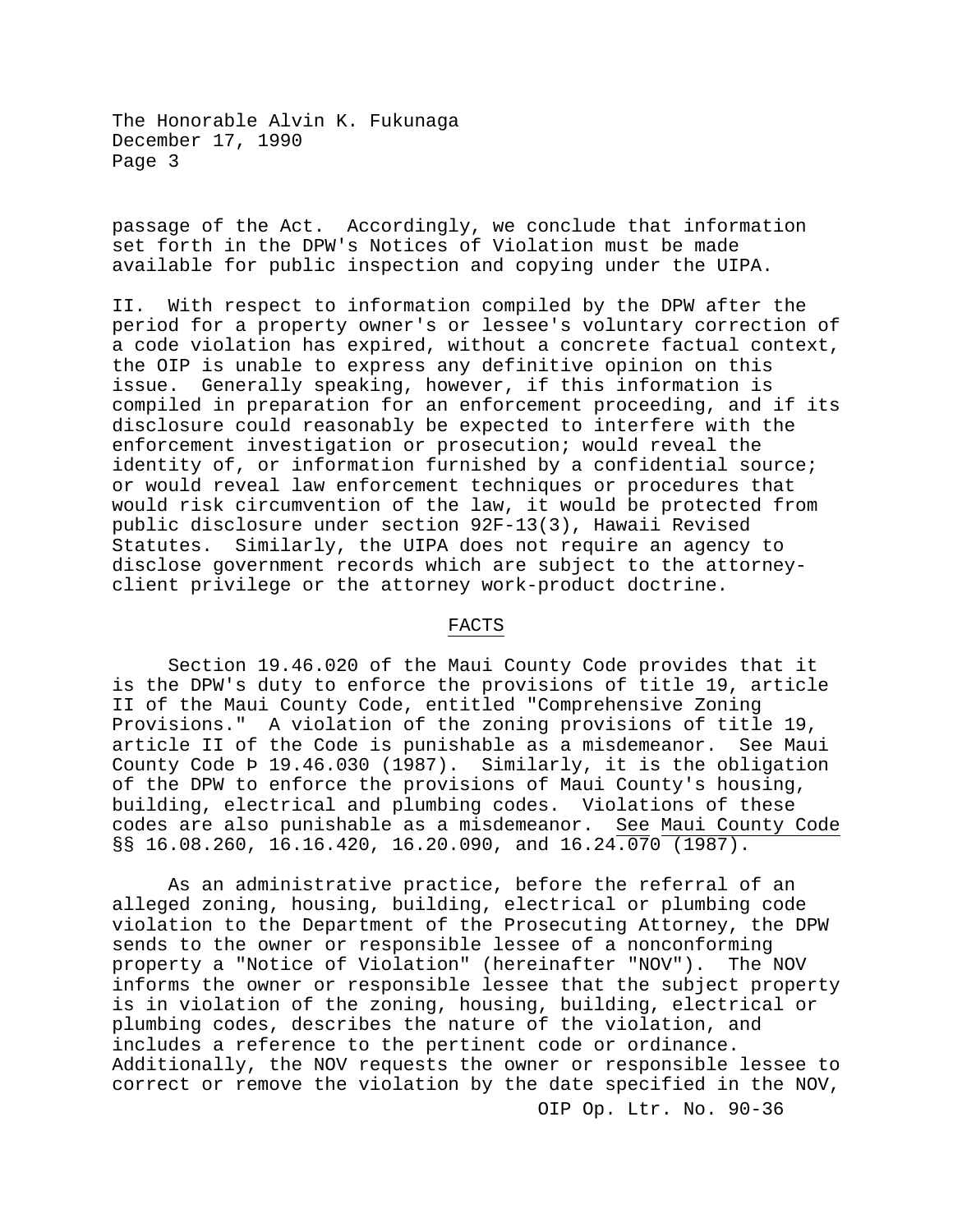passage of the Act. Accordingly, we conclude that information set forth in the DPW's Notices of Violation must be made available for public inspection and copying under the UIPA.

II. With respect to information compiled by the DPW after the period for a property owner's or lessee's voluntary correction of a code violation has expired, without a concrete factual context, the OIP is unable to express any definitive opinion on this issue. Generally speaking, however, if this information is compiled in preparation for an enforcement proceeding, and if its disclosure could reasonably be expected to interfere with the enforcement investigation or prosecution; would reveal the identity of, or information furnished by a confidential source; or would reveal law enforcement techniques or procedures that would risk circumvention of the law, it would be protected from public disclosure under section 92F-13(3), Hawaii Revised Statutes. Similarly, the UIPA does not require an agency to disclose government records which are subject to the attorney-client privilege or the attorney work-product doctrine.

## FACTS

Section 19.46.020 of the Maui County Code provides that it is the DPW's duty to enforce the provisions of title 19, article II of the Maui County Code, entitled "Comprehensive Zoning Provisions." A violation of the zoning provisions of title 19, article II of the Code is punishable as a misdemeanor. See Maui County Code Þ 19.46.030 (1987). Similarly, it is the obligation of the DPW to enforce the provisions of Maui County's housing, building, electrical and plumbing codes. Violations of these codes are also punishable as a misdemeanor. See Maui County Code §§ 16.08.260, 16.16.420, 16.20.090, and 16.24.070 (1987).

As an administrative practice, before the referral of an alleged zoning, housing, building, electrical or plumbing code violation to the Department of the Prosecuting Attorney, the DPW sends to the owner or responsible lessee of a nonconforming property a "Notice of Violation" (hereinafter "NOV"). The NOV informs the owner or responsible lessee that the subject property is in violation of the zoning, housing, building, electrical or plumbing codes, describes the nature of the violation, and includes a reference to the pertinent code or ordinance. Additionally, the NOV requests the owner or responsible lessee to correct or remove the violation by the date specified in the NOV,

OIP Op. Ltr. No. 90-36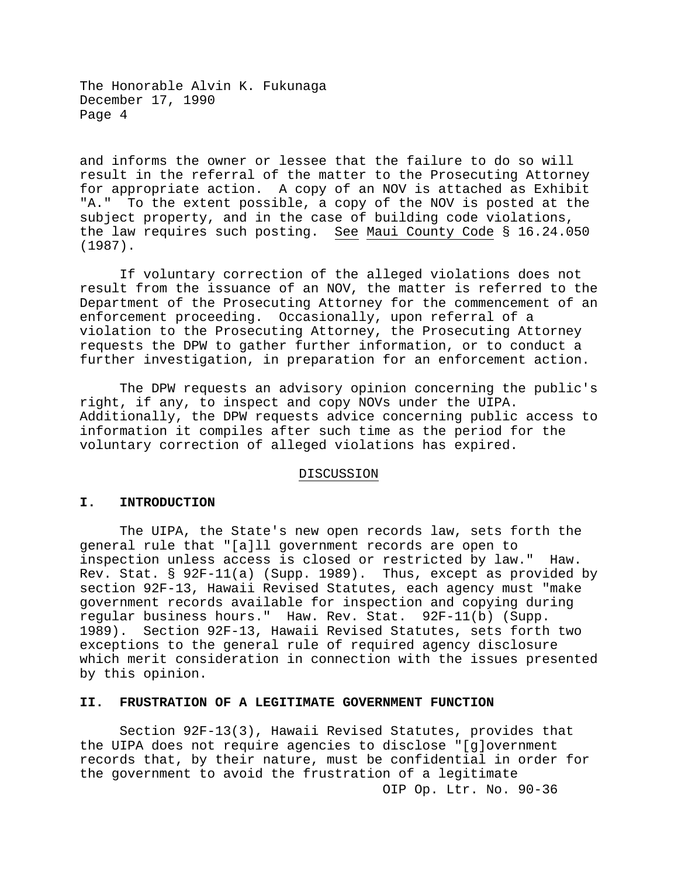and informs the owner or lessee that the failure to do so will result in the referral of the matter to the Prosecuting Attorney for appropriate action. A copy of an NOV is attached as Exhibit "A." To the extent possible, a copy of the NOV is posted at the subject property, and in the case of building code violations, the law requires such posting. See Maui County Code § 16.24.050 (1987).

If voluntary correction of the alleged violations does not result from the issuance of an NOV, the matter is referred to the Department of the Prosecuting Attorney for the commencement of an enforcement proceeding. Occasionally, upon referral of a violation to the Prosecuting Attorney, the Prosecuting Attorney requests the DPW to gather further information, or to conduct a further investigation, in preparation for an enforcement action.

The DPW requests an advisory opinion concerning the public's right, if any, to inspect and copy NOVs under the UIPA. Additionally, the DPW requests advice concerning public access to information it compiles after such time as the period for the voluntary correction of alleged violations has expired.

## DISCUSSION

### I. INTRODUCTION

The UIPA, the State's new open records law, sets forth the general rule that "[a]ll government records are open to inspection unless access is closed or restricted by law." Haw. Rev. Stat. § 92F-11(a) (Supp. 1989). Thus, except as provided by section 92F-13, Hawaii Revised Statutes, each agency must "make government records available for inspection and copying during regular business hours." Haw. Rev. Stat. 92F-11(b) (Supp. 1989). Section 92F-13, Hawaii Revised Statutes, sets forth two exceptions to the general rule of required agency disclosure which merit consideration in connection with the issues presented by this opinion.

### II. FRUSTRATION OF A LEGITIMATE GOVERNMENT FUNCTION

Section 92F-13(3), Hawaii Revised Statutes, provides that the UIPA does not require agencies to disclose "[g]overnment records that, by their nature, must be confidential in order for the government to avoid the frustration of a legitimate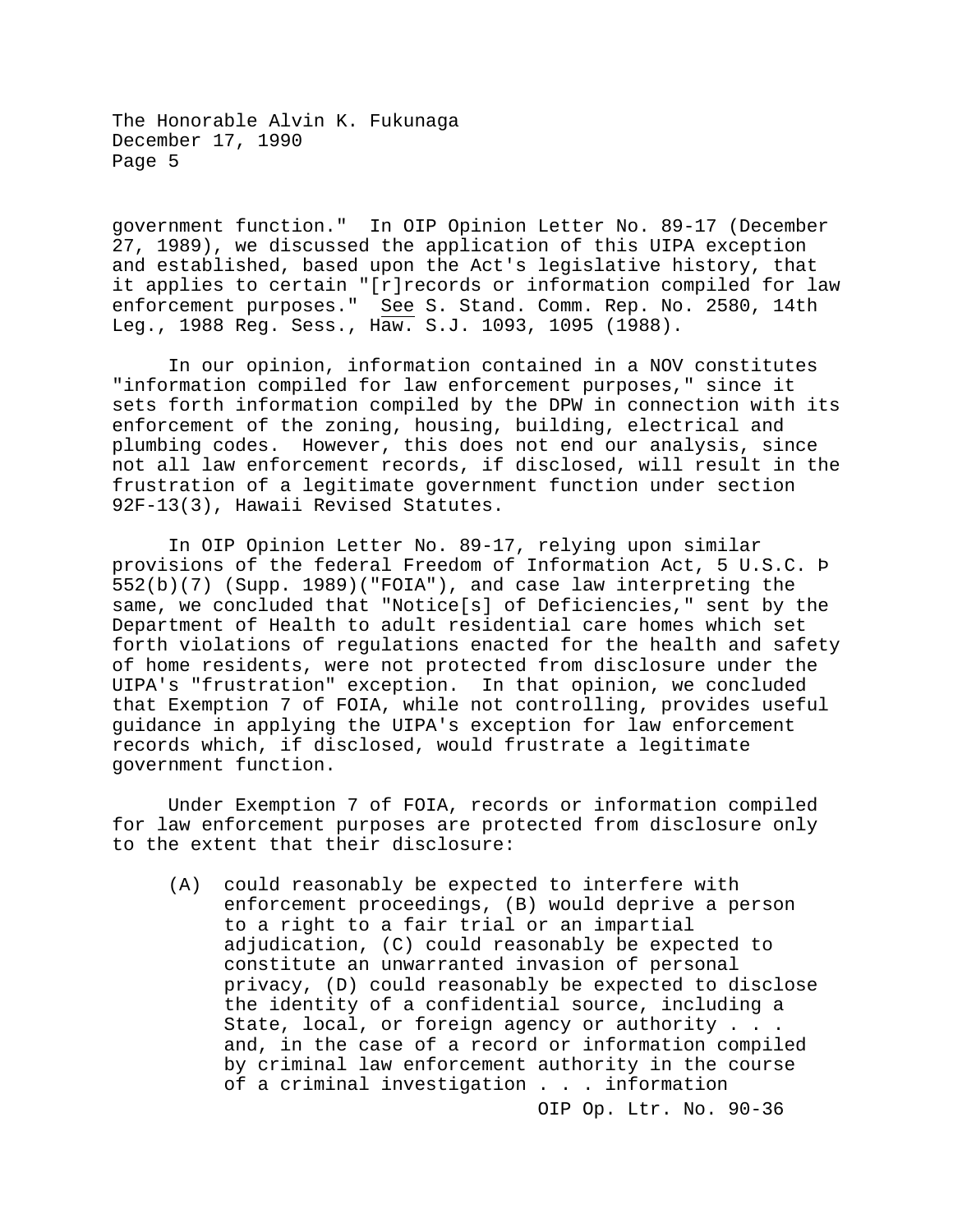government function." In OIP Opinion Letter No. 89-17 (December 27, 1989), we discussed the application of this UIPA exception and established, based upon the Act's legislative history, that it applies to certain "[r]records or information compiled for law enforcement purposes." See S. Stand. Comm. Rep. No. 2580, 14th Leg., 1988 Reg. Sess., Haw. S.J. 1093, 1095 (1988).

In our opinion, information contained in a NOV constitutes "information compiled for law enforcement purposes," since it sets forth information compiled by the DPW in connection with its enforcement of the zoning, housing, building, electrical and plumbing codes. However, this does not end our analysis, since not all law enforcement records, if disclosed, will result in the frustration of a legitimate government function under section 92F-13(3), Hawaii Revised Statutes.

In OIP Opinion Letter No. 89-17, relying upon similar provisions of the federal Freedom of Information Act, 5 U.S.C. Þ 552(b)(7) (Supp. 1989)("FOIA"), and case law interpreting the same, we concluded that "Notice[s] of Deficiencies," sent by the Department of Health to adult residential care homes which set forth violations of regulations enacted for the health and safety of home residents, were not protected from disclosure under the UIPA's "frustration" exception. In that opinion, we concluded that Exemption 7 of FOIA, while not controlling, provides useful guidance in applying the UIPA's exception for law enforcement records which, if disclosed, would frustrate a legitimate government function.

Under Exemption 7 of FOIA, records or information compiled for law enforcement purposes are protected from disclosure only to the extent that their disclosure:

> (A) could reasonably be expected to interfere with enforcement proceedings, (B) would deprive a person to a right to a fair trial or an impartial adjudication, (C) could reasonably be expected to constitute an unwarranted invasion of personal privacy, (D) could reasonably be expected to disclose the identity of a confidential source, including a State, local, or foreign agency or authority . . . and, in the case of a record or information compiled by criminal law enforcement authority in the course of a criminal investigation . . . information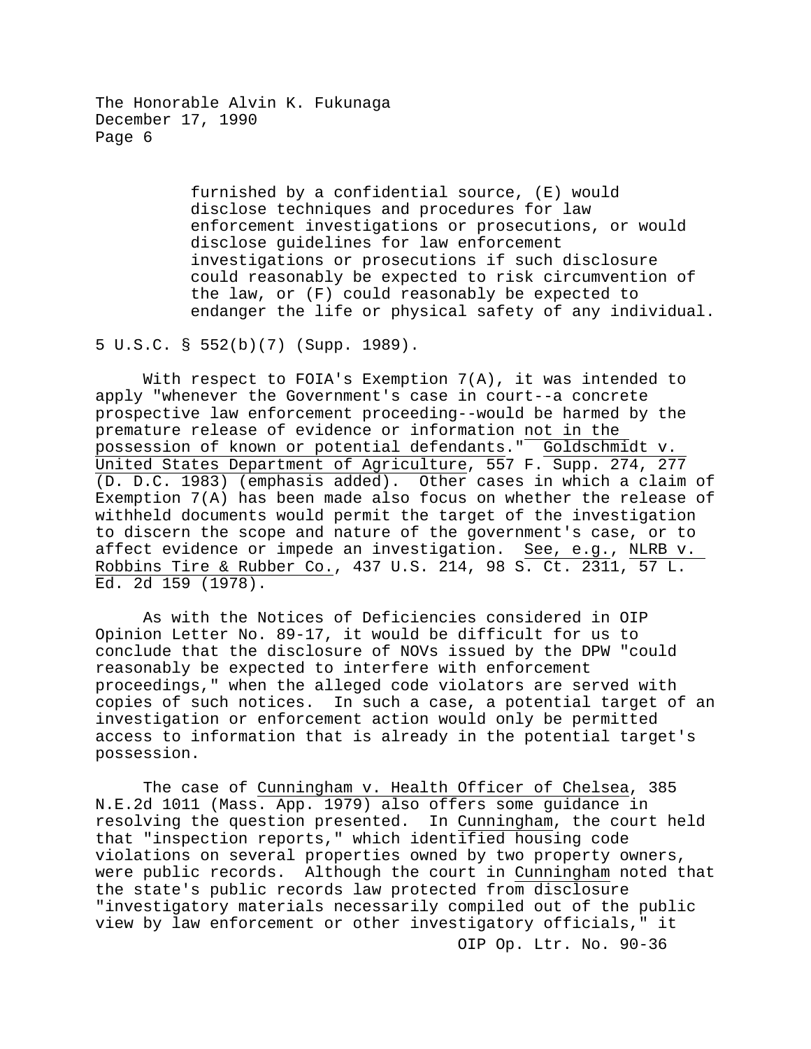> furnished by a confidential source, (E) would disclose techniques and procedures for law enforcement investigations or prosecutions, or would disclose guidelines for law enforcement investigations or prosecutions if such disclosure could reasonably be expected to risk circumvention of the law, or (F) could reasonably be expected to endanger the life or physical safety of any individual.

5 U.S.C. § 552(b)(7) (Supp. 1989).

With respect to FOIA's Exemption 7(A), it was intended to apply "whenever the Government's case in court--a concrete prospective law enforcement proceeding--would be harmed by the premature release of evidence or information not in the possession of known or potential defendants." Goldschmidt v. United States Department of Agriculture, 557 F. Supp. 274, 277 (D. D.C. 1983) (emphasis added). Other cases in which a claim of Exemption 7(A) has been made also focus on whether the release of withheld documents would permit the target of the investigation to discern the scope and nature of the government's case, or to affect evidence or impede an investigation. See, e.g., NLRB v. Robbins Tire & Rubber Co., 437 U.S. 214, 98 S. Ct. 2311, 57 L. Ed. 2d 159 (1978).

As with the Notices of Deficiencies considered in OIP Opinion Letter No. 89-17, it would be difficult for us to conclude that the disclosure of NOVs issued by the DPW "could reasonably be expected to interfere with enforcement proceedings," when the alleged code violators are served with copies of such notices. In such a case, a potential target of an investigation or enforcement action would only be permitted access to information that is already in the potential target's possession.

The case of Cunningham v. Health Officer of Chelsea, 385 N.E.2d 1011 (Mass. App. 1979) also offers some guidance in resolving the question presented. In Cunningham, the court held that "inspection reports," which identified housing code violations on several properties owned by two property owners, were public records. Although the court in Cunningham noted that the state's public records law protected from disclosure "investigatory materials necessarily compiled out of the public view by law enforcement or other investigatory officials," it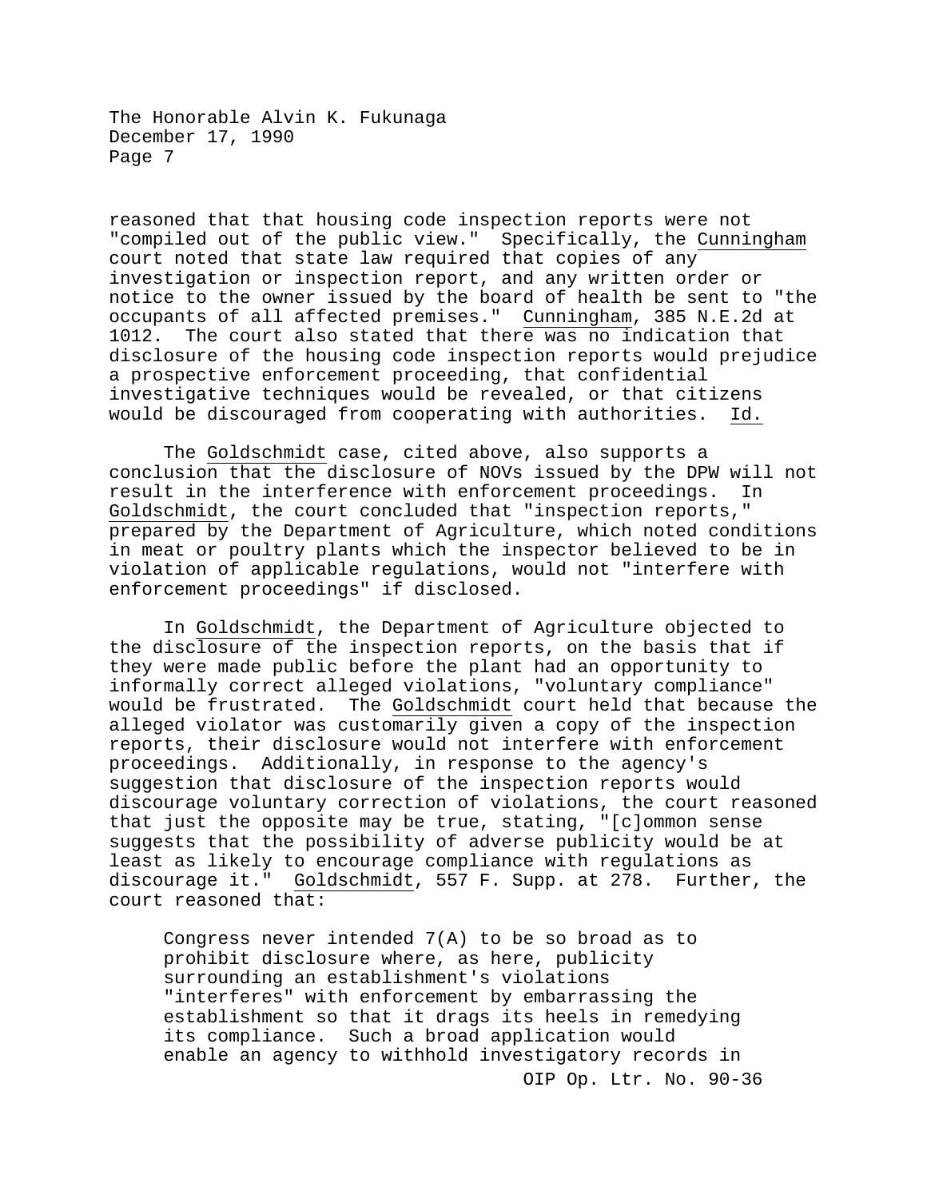reasoned that that housing code inspection reports were not "compiled out of the public view." Specifically, the Cunningham court noted that state law required that copies of any investigation or inspection report, and any written order or notice to the owner issued by the board of health be sent to "the occupants of all affected premises." Cunningham, 385 N.E.2d at 1012. The court also stated that there was no indication that disclosure of the housing code inspection reports would prejudice a prospective enforcement proceeding, that confidential investigative techniques would be revealed, or that citizens would be discouraged from cooperating with authorities. Id.

The Goldschmidt case, cited above, also supports a conclusion that the disclosure of NOVs issued by the DPW will not result in the interference with enforcement proceedings. In Goldschmidt, the court concluded that "inspection reports," prepared by the Department of Agriculture, which noted conditions in meat or poultry plants which the inspector believed to be in violation of applicable regulations, would not "interfere with enforcement proceedings" if disclosed.

In Goldschmidt, the Department of Agriculture objected to the disclosure of the inspection reports, on the basis that if they were made public before the plant had an opportunity to informally correct alleged violations, "voluntary compliance" would be frustrated. The Goldschmidt court held that because the alleged violator was customarily given a copy of the inspection reports, their disclosure would not interfere with enforcement proceedings. Additionally, in response to the agency's suggestion that disclosure of the inspection reports would discourage voluntary correction of violations, the court reasoned that just the opposite may be true, stating, "[c]ommon sense suggests that the possibility of adverse publicity would be at least as likely to encourage compliance with regulations as discourage it." Goldschmidt, 557 F. Supp. at 278. Further, the court reasoned that:

> Congress never intended 7(A) to be so broad as to prohibit disclosure where, as here, publicity surrounding an establishment's violations "interferes" with enforcement by embarrassing the establishment so that it drags its heels in remedying its compliance. Such a broad application would enable an agency to withhold investigatory records in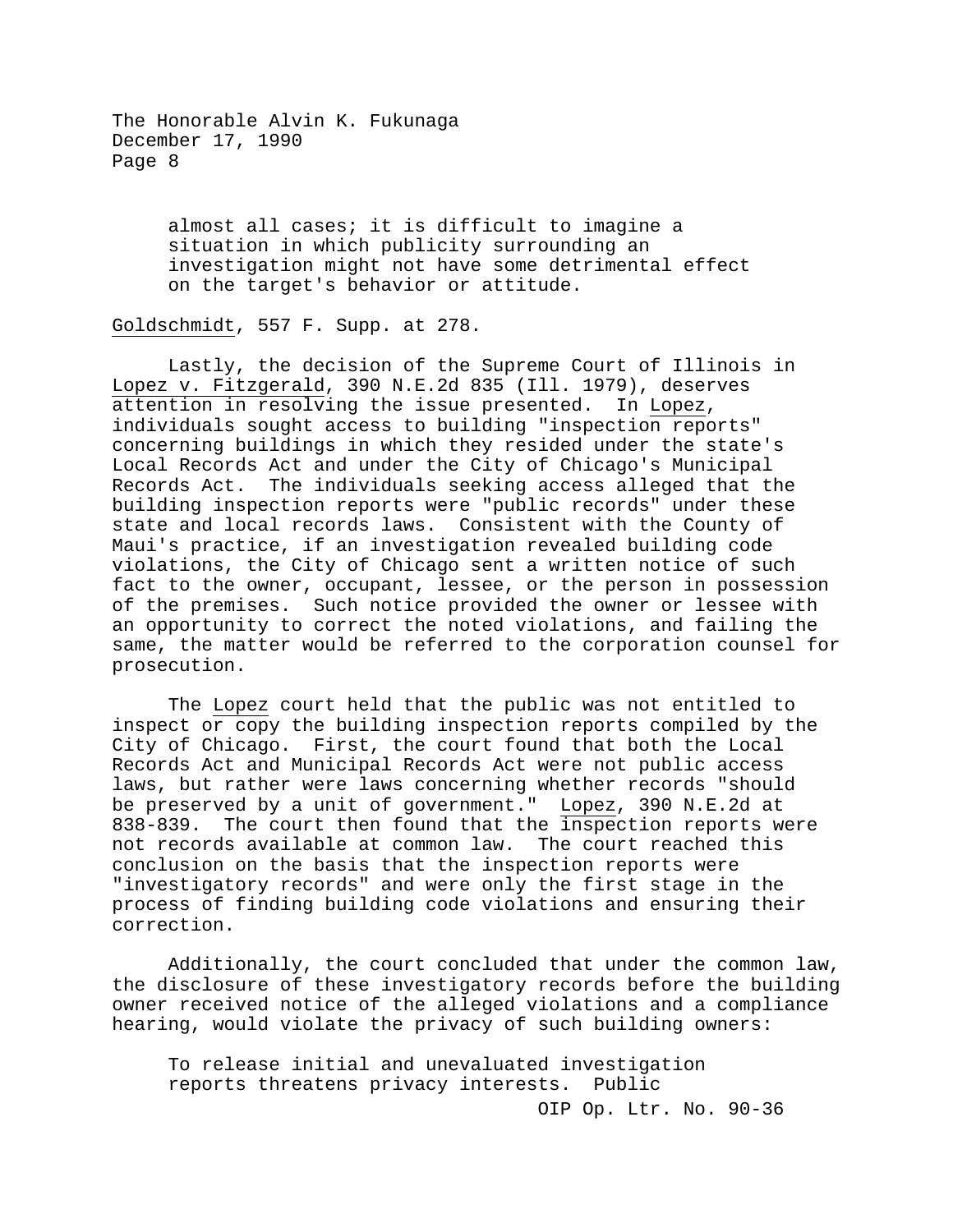> almost all cases; it is difficult to imagine a situation in which publicity surrounding an investigation might not have some detrimental effect on the target's behavior or attitude.

Goldschmidt, 557 F. Supp. at 278.

Lastly, the decision of the Supreme Court of Illinois in Lopez v. Fitzgerald, 390 N.E.2d 835 (Ill. 1979), deserves attention in resolving the issue presented. In Lopez, individuals sought access to building "inspection reports" concerning buildings in which they resided under the state's Local Records Act and under the City of Chicago's Municipal Records Act. The individuals seeking access alleged that the building inspection reports were "public records" under these state and local records laws. Consistent with the County of Maui's practice, if an investigation revealed building code violations, the City of Chicago sent a written notice of such fact to the owner, occupant, lessee, or the person in possession of the premises. Such notice provided the owner or lessee with an opportunity to correct the noted violations, and failing the same, the matter would be referred to the corporation counsel for prosecution.

The Lopez court held that the public was not entitled to inspect or copy the building inspection reports compiled by the City of Chicago. First, the court found that both the Local Records Act and Municipal Records Act were not public access laws, but rather were laws concerning whether records "should be preserved by a unit of government." Lopez, 390 N.E.2d at 838-839. The court then found that the inspection reports were not records available at common law. The court reached this conclusion on the basis that the inspection reports were "investigatory records" and were only the first stage in the process of finding building code violations and ensuring their correction.

Additionally, the court concluded that under the common law, the disclosure of these investigatory records before the building owner received notice of the alleged violations and a compliance hearing, would violate the privacy of such building owners:

> To release initial and unevaluated investigation reports threatens privacy interests. Public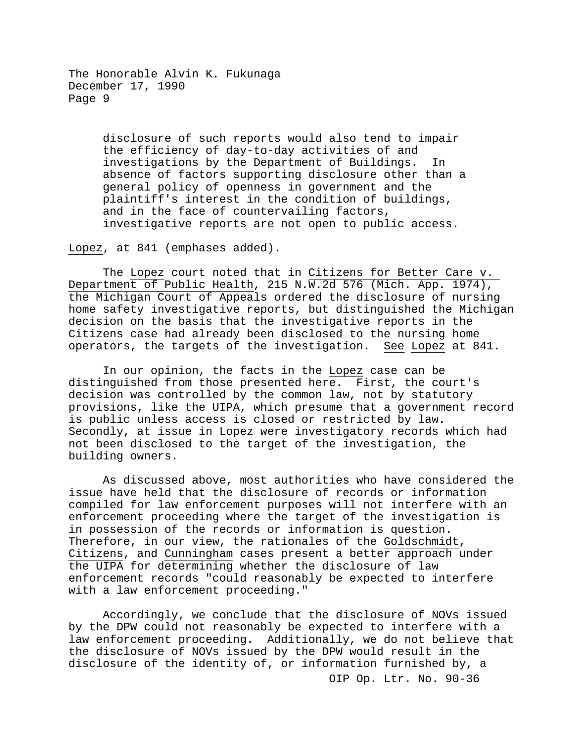> disclosure of such reports would also tend to impair the efficiency of day-to-day activities of and investigations by the Department of Buildings. In absence of factors supporting disclosure other than a general policy of openness in government and the plaintiff's interest in the condition of buildings, and in the face of countervailing factors, investigative reports are not open to public access.

Lopez, at 841 (emphases added).

The Lopez court noted that in Citizens for Better Care v. Department of Public Health, 215 N.W.2d 576 (Mich. App. 1974), the Michigan Court of Appeals ordered the disclosure of nursing home safety investigative reports, but distinguished the Michigan decision on the basis that the investigative reports in the Citizens case had already been disclosed to the nursing home operators, the targets of the investigation. See Lopez at 841.

In our opinion, the facts in the Lopez case can be distinguished from those presented here. First, the court's decision was controlled by the common law, not by statutory provisions, like the UIPA, which presume that a government record is public unless access is closed or restricted by law. Secondly, at issue in Lopez were investigatory records which had not been disclosed to the target of the investigation, the building owners.

As discussed above, most authorities who have considered the issue have held that the disclosure of records or information compiled for law enforcement purposes will not interfere with an enforcement proceeding where the target of the investigation is in possession of the records or information is question. Therefore, in our view, the rationales of the Goldschmidt, Citizens, and Cunningham cases present a better approach under the UIPA for determining whether the disclosure of law enforcement records "could reasonably be expected to interfere with a law enforcement proceeding."

Accordingly, we conclude that the disclosure of NOVs issued by the DPW could not reasonably be expected to interfere with a law enforcement proceeding. Additionally, we do not believe that the disclosure of NOVs issued by the DPW would result in the disclosure of the identity of, or information furnished by, a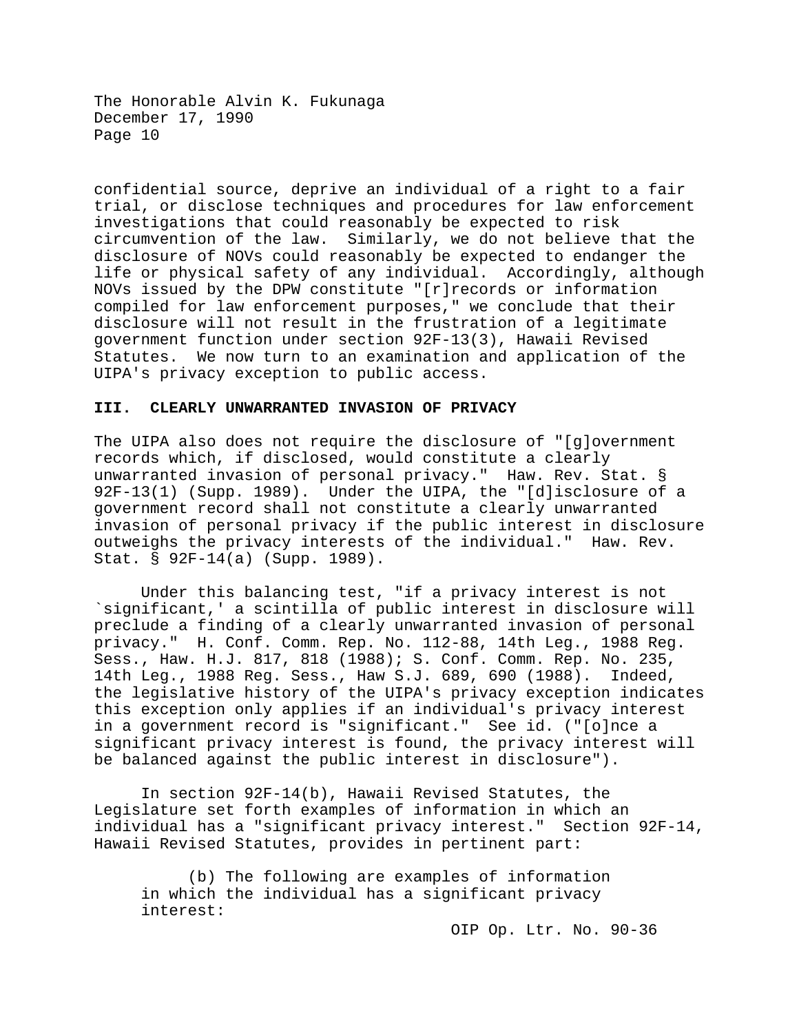confidential source, deprive an individual of a right to a fair trial, or disclose techniques and procedures for law enforcement investigations that could reasonably be expected to risk circumvention of the law. Similarly, we do not believe that the disclosure of NOVs could reasonably be expected to endanger the life or physical safety of any individual. Accordingly, although NOVs issued by the DPW constitute "[r]records or information compiled for law enforcement purposes," we conclude that their disclosure will not result in the frustration of a legitimate government function under section 92F-13(3), Hawaii Revised Statutes. We now turn to an examination and application of the UIPA's privacy exception to public access.

**III. CLEARLY UNWARRANTED INVASION OF PRIVACY**

The UIPA also does not require the disclosure of "[g]overnment records which, if disclosed, would constitute a clearly unwarranted invasion of personal privacy." Haw. Rev. Stat. § 92F-13(1) (Supp. 1989). Under the UIPA, the "[d]isclosure of a government record shall not constitute a clearly unwarranted invasion of personal privacy if the public interest in disclosure outweighs the privacy interests of the individual." Haw. Rev. Stat. § 92F-14(a) (Supp. 1989).

Under this balancing test, "if a privacy interest is not `significant,' a scintilla of public interest in disclosure will preclude a finding of a clearly unwarranted invasion of personal privacy." H. Conf. Comm. Rep. No. 112-88, 14th Leg., 1988 Reg. Sess., Haw. H.J. 817, 818 (1988); S. Conf. Comm. Rep. No. 235, 14th Leg., 1988 Reg. Sess., Haw S.J. 689, 690 (1988). Indeed, the legislative history of the UIPA's privacy exception indicates this exception only applies if an individual's privacy interest in a government record is "significant." See id. ("[o]nce a significant privacy interest is found, the privacy interest will be balanced against the public interest in disclosure").

In section 92F-14(b), Hawaii Revised Statutes, the Legislature set forth examples of information in which an individual has a "significant privacy interest." Section 92F-14, Hawaii Revised Statutes, provides in pertinent part:

> (b) The following are examples of information in which the individual has a significant privacy interest: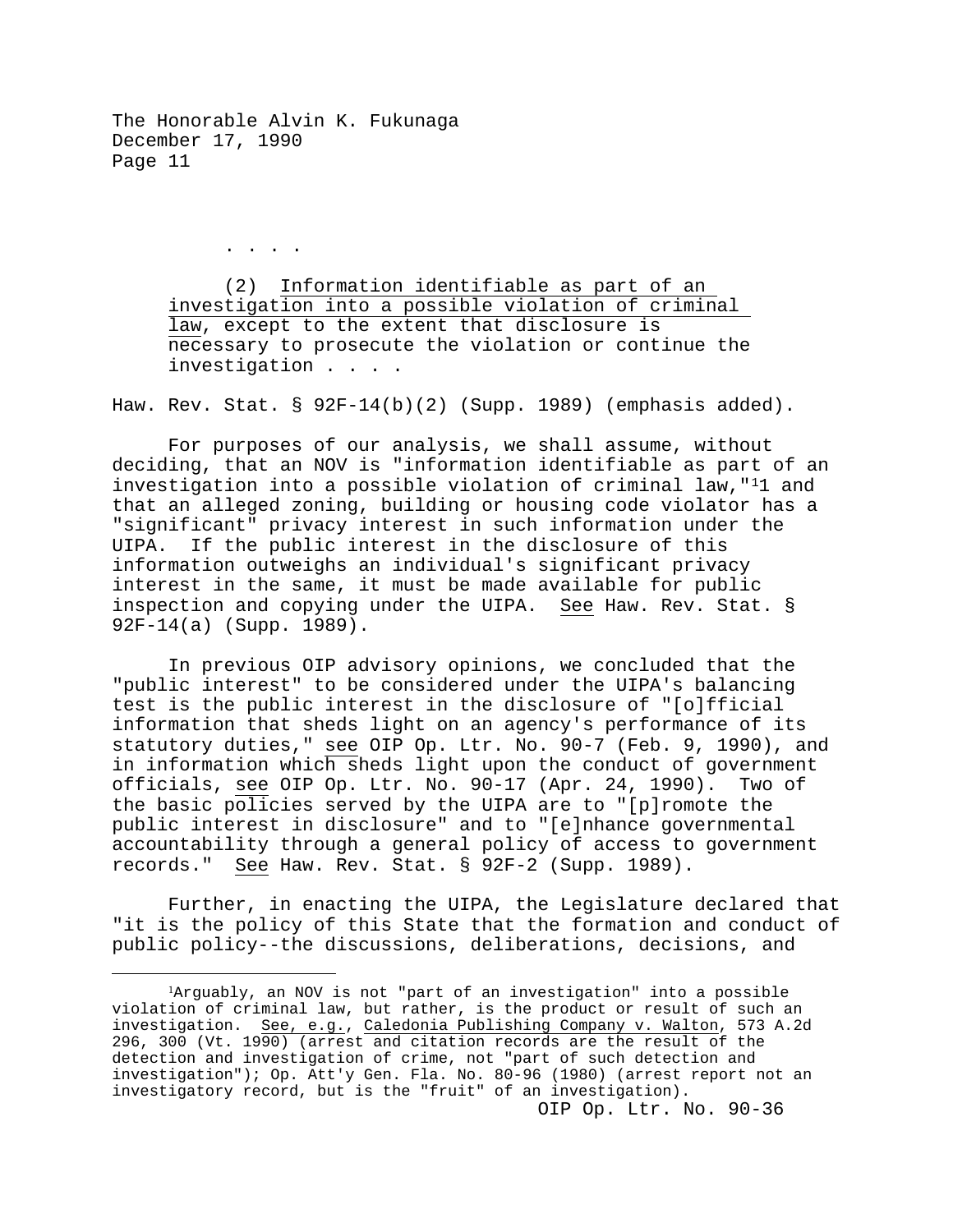. . . .

(2) <u>Information identifiable as part of an investigation into a possible violation of criminal law</u>, except to the extent that disclosure is necessary to prosecute the violation or continue the investigation . . . .

Haw. Rev. Stat. § 92F-14(b)(2) (Supp. 1989) (emphasis added).

For purposes of our analysis, we shall assume, without deciding, that an NOV is "information identifiable as part of an investigation into a possible violation of criminal law,"[1] and that an alleged zoning, building or housing code violator has a "significant" privacy interest in such information under the UIPA. If the public interest in the disclosure of this information outweighs an individual's significant privacy interest in the same, it must be made available for public inspection and copying under the UIPA. <u>See</u> Haw. Rev. Stat. § 92F-14(a) (Supp. 1989).

In previous OIP advisory opinions, we concluded that the "public interest" to be considered under the UIPA's balancing test is the public interest in the disclosure of "[o]fficial information that sheds light on an agency's performance of its statutory duties," <u>see</u> OIP Op. Ltr. No. 90-7 (Feb. 9, 1990), and in information which sheds light upon the conduct of government officials, <u>see</u> OIP Op. Ltr. No. 90-17 (Apr. 24, 1990). Two of the basic policies served by the UIPA are to "[p]romote the public interest in disclosure" and to "[e]nhance governmental accountability through a general policy of access to government records." <u>See</u> Haw. Rev. Stat. § 92F-2 (Supp. 1989).

Further, in enacting the UIPA, the Legislature declared that "it is the policy of this State that the formation and conduct of public policy--the discussions, deliberations, decisions, and

---

[1]Arguably, an NOV is not "part of an investigation" into a possible violation of criminal law, but rather, is the product or result of such an investigation. <u>See, e.g.</u>, <u>Caledonia Publishing Company v. Walton</u>, 573 A.2d 296, 300 (Vt. 1990) (arrest and citation records are the result of the detection and investigation of crime, not "part of such detection and investigation"); Op. Att'y Gen. Fla. No. 80-96 (1980) (arrest report not an investigatory record, but is the "fruit" of an investigation).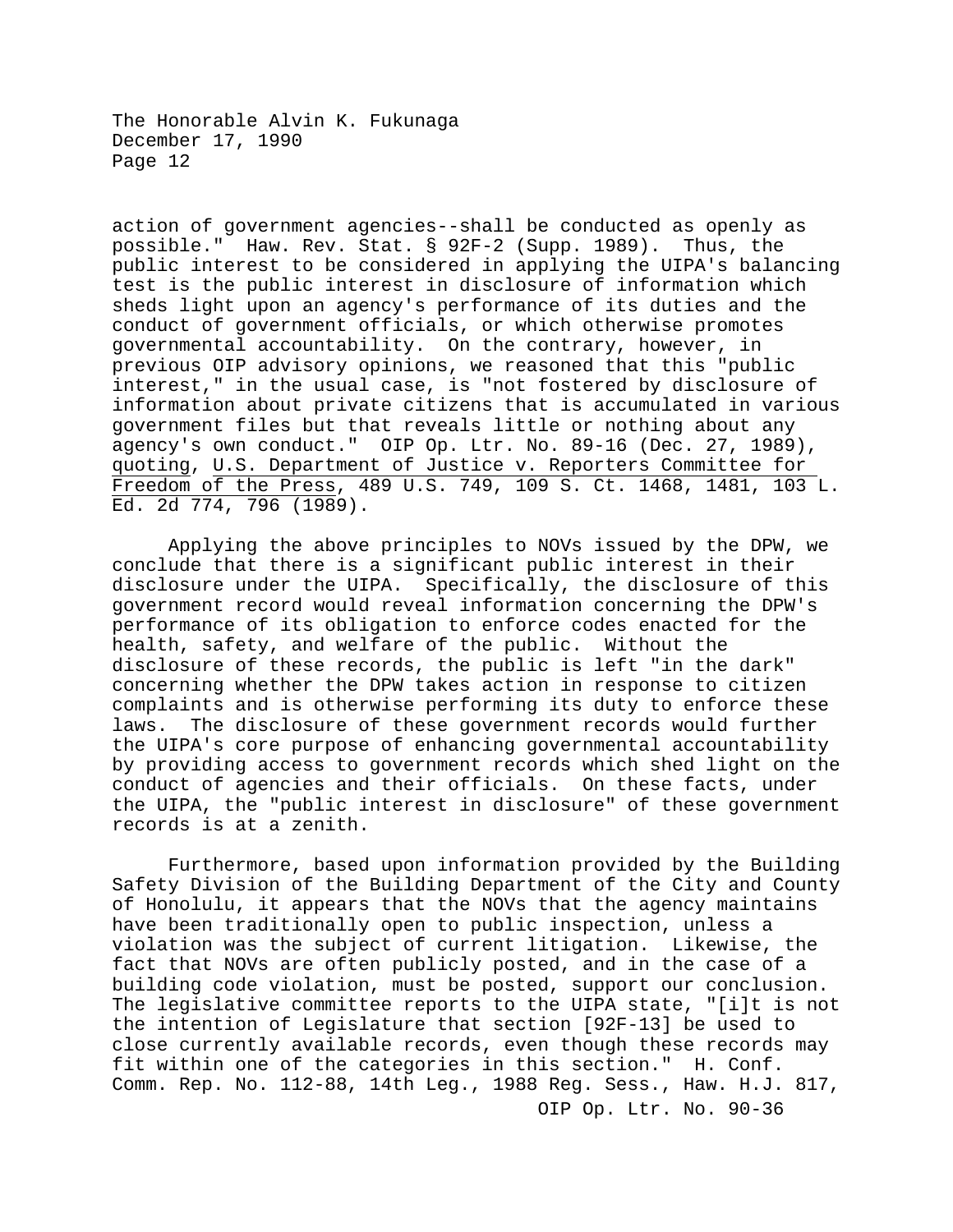action of government agencies--shall be conducted as openly as possible." Haw. Rev. Stat. § 92F-2 (Supp. 1989). Thus, the public interest to be considered in applying the UIPA's balancing test is the public interest in disclosure of information which sheds light upon an agency's performance of its duties and the conduct of government officials, or which otherwise promotes governmental accountability. On the contrary, however, in previous OIP advisory opinions, we reasoned that this "public interest," in the usual case, is "not fostered by disclosure of information about private citizens that is accumulated in various government files but that reveals little or nothing about any agency's own conduct." OIP Op. Ltr. No. 89-16 (Dec. 27, 1989), quoting, U.S. Department of Justice v. Reporters Committee for Freedom of the Press, 489 U.S. 749, 109 S. Ct. 1468, 1481, 103 L. Ed. 2d 774, 796 (1989).

Applying the above principles to NOVs issued by the DPW, we conclude that there is a significant public interest in their disclosure under the UIPA. Specifically, the disclosure of this government record would reveal information concerning the DPW's performance of its obligation to enforce codes enacted for the health, safety, and welfare of the public. Without the disclosure of these records, the public is left "in the dark" concerning whether the DPW takes action in response to citizen complaints and is otherwise performing its duty to enforce these laws. The disclosure of these government records would further the UIPA's core purpose of enhancing governmental accountability by providing access to government records which shed light on the conduct of agencies and their officials. On these facts, under the UIPA, the "public interest in disclosure" of these government records is at a zenith.

Furthermore, based upon information provided by the Building Safety Division of the Building Department of the City and County of Honolulu, it appears that the NOVs that the agency maintains have been traditionally open to public inspection, unless a violation was the subject of current litigation. Likewise, the fact that NOVs are often publicly posted, and in the case of a building code violation, must be posted, support our conclusion. The legislative committee reports to the UIPA state, "[i]t is not the intention of Legislature that section [92F-13] be used to close currently available records, even though these records may fit within one of the categories in this section." H. Conf. Comm. Rep. No. 112-88, 14th Leg., 1988 Reg. Sess., Haw. H.J. 817,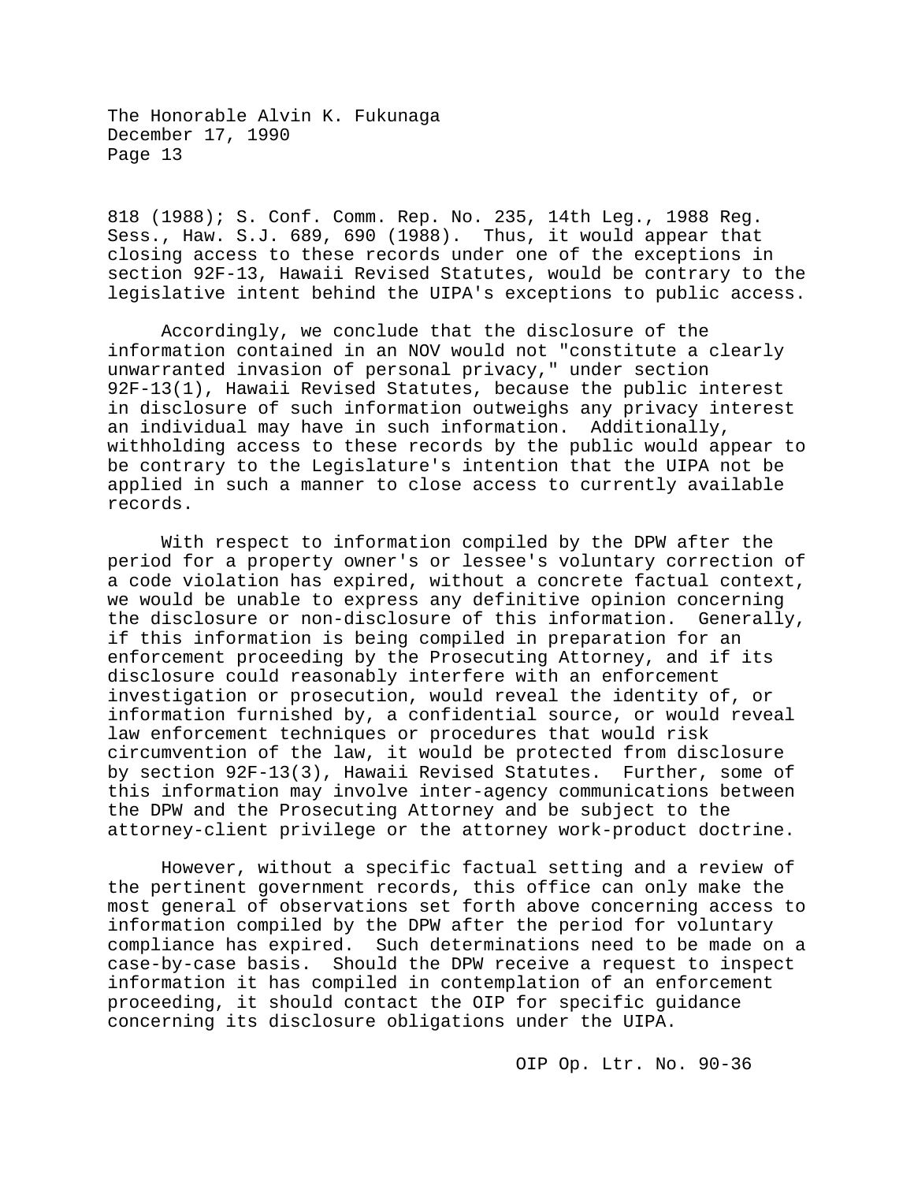818 (1988); S. Conf. Comm. Rep. No. 235, 14th Leg., 1988 Reg. Sess., Haw. S.J. 689, 690 (1988). Thus, it would appear that closing access to these records under one of the exceptions in section 92F-13, Hawaii Revised Statutes, would be contrary to the legislative intent behind the UIPA's exceptions to public access.

Accordingly, we conclude that the disclosure of the information contained in an NOV would not "constitute a clearly unwarranted invasion of personal privacy," under section 92F-13(1), Hawaii Revised Statutes, because the public interest in disclosure of such information outweighs any privacy interest an individual may have in such information. Additionally, withholding access to these records by the public would appear to be contrary to the Legislature's intention that the UIPA not be applied in such a manner to close access to currently available records.

With respect to information compiled by the DPW after the period for a property owner's or lessee's voluntary correction of a code violation has expired, without a concrete factual context, we would be unable to express any definitive opinion concerning the disclosure or non-disclosure of this information. Generally, if this information is being compiled in preparation for an enforcement proceeding by the Prosecuting Attorney, and if its disclosure could reasonably interfere with an enforcement investigation or prosecution, would reveal the identity of, or information furnished by, a confidential source, or would reveal law enforcement techniques or procedures that would risk circumvention of the law, it would be protected from disclosure by section 92F-13(3), Hawaii Revised Statutes. Further, some of this information may involve inter-agency communications between the DPW and the Prosecuting Attorney and be subject to the attorney-client privilege or the attorney work-product doctrine.

However, without a specific factual setting and a review of the pertinent government records, this office can only make the most general of observations set forth above concerning access to information compiled by the DPW after the period for voluntary compliance has expired. Such determinations need to be made on a case-by-case basis. Should the DPW receive a request to inspect information it has compiled in contemplation of an enforcement proceeding, it should contact the OIP for specific guidance concerning its disclosure obligations under the UIPA.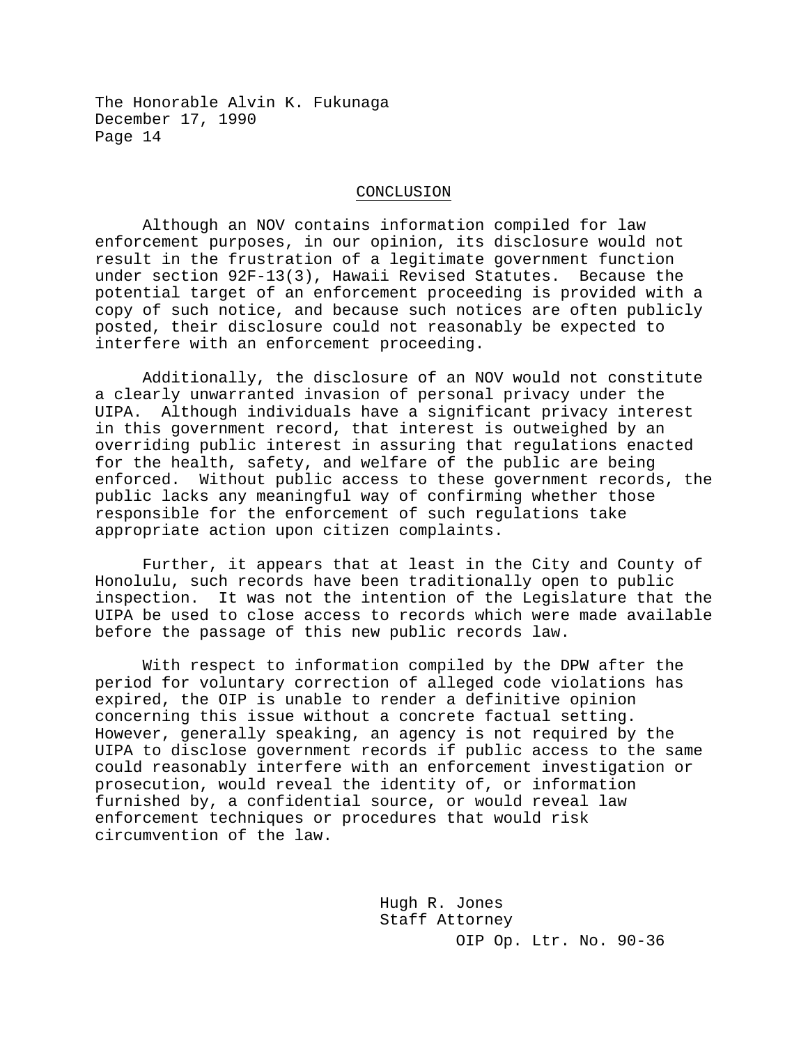## CONCLUSION

Although an NOV contains information compiled for law enforcement purposes, in our opinion, its disclosure would not result in the frustration of a legitimate government function under section 92F-13(3), Hawaii Revised Statutes. Because the potential target of an enforcement proceeding is provided with a copy of such notice, and because such notices are often publicly posted, their disclosure could not reasonably be expected to interfere with an enforcement proceeding.

Additionally, the disclosure of an NOV would not constitute a clearly unwarranted invasion of personal privacy under the UIPA. Although individuals have a significant privacy interest in this government record, that interest is outweighed by an overriding public interest in assuring that regulations enacted for the health, safety, and welfare of the public are being enforced. Without public access to these government records, the public lacks any meaningful way of confirming whether those responsible for the enforcement of such regulations take appropriate action upon citizen complaints.

Further, it appears that at least in the City and County of Honolulu, such records have been traditionally open to public inspection. It was not the intention of the Legislature that the UIPA be used to close access to records which were made available before the passage of this new public records law.

With respect to information compiled by the DPW after the period for voluntary correction of alleged code violations has expired, the OIP is unable to render a definitive opinion concerning this issue without a concrete factual setting. However, generally speaking, an agency is not required by the UIPA to disclose government records if public access to the same could reasonably interfere with an enforcement investigation or prosecution, would reveal the identity of, or information furnished by, a confidential source, or would reveal law enforcement techniques or procedures that would risk circumvention of the law.

Hugh R. Jones
Staff Attorney

OIP Op. Ltr. No. 90-36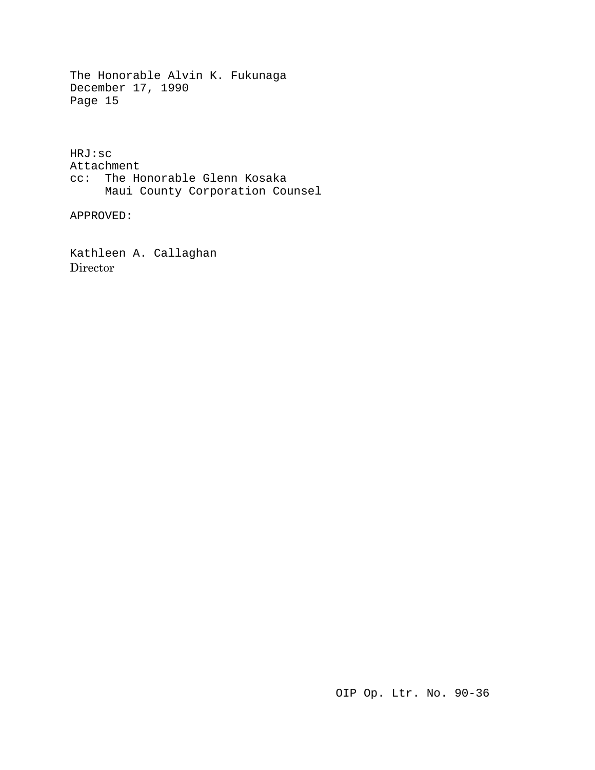HRJ:sc
Attachment
cc: The Honorable Glenn Kosaka
Maui County Corporation Counsel

APPROVED:

Kathleen A. Callaghan
Director